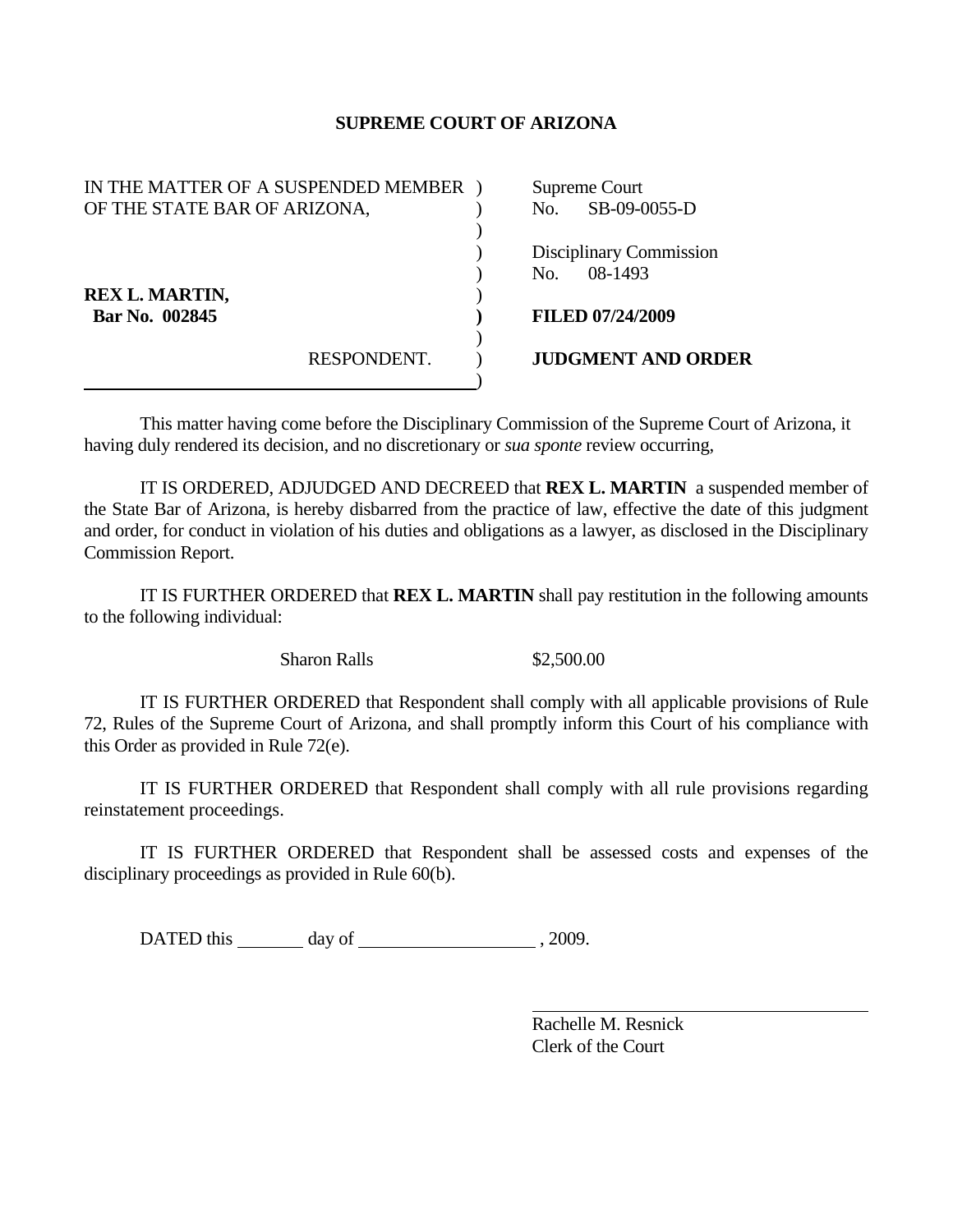# SUPREME COURT OF ARIZONA

| | |
|---|---|
| IN THE MATTER OF A SUSPENDED MEMBER OF THE STATE BAR OF ARIZONA, | Supreme Court No. SB-09-0055-D |
| | Disciplinary Commission No. 08-1493 |
| **REX L. MARTIN, Bar No. 002845** | **FILED 07/24/2009** |
| RESPONDENT. | **JUDGMENT AND ORDER** |

This matter having come before the Disciplinary Commission of the Supreme Court of Arizona, it having duly rendered its decision, and no discretionary or *sua sponte* review occurring,

IT IS ORDERED, ADJUDGED AND DECREED that **REX L. MARTIN** a suspended member of the State Bar of Arizona, is hereby disbarred from the practice of law, effective the date of this judgment and order, for conduct in violation of his duties and obligations as a lawyer, as disclosed in the Disciplinary Commission Report.

IT IS FURTHER ORDERED that **REX L. MARTIN** shall pay restitution in the following amounts to the following individual:

Sharon Ralls $2,500.00

IT IS FURTHER ORDERED that Respondent shall comply with all applicable provisions of Rule 72, Rules of the Supreme Court of Arizona, and shall promptly inform this Court of his compliance with this Order as provided in Rule 72(e).

IT IS FURTHER ORDERED that Respondent shall comply with all rule provisions regarding reinstatement proceedings.

IT IS FURTHER ORDERED that Respondent shall be assessed costs and expenses of the disciplinary proceedings as provided in Rule 60(b).

DATED this ______ day of ________________ , 2009.

Rachelle M. Resnick
Clerk of the Court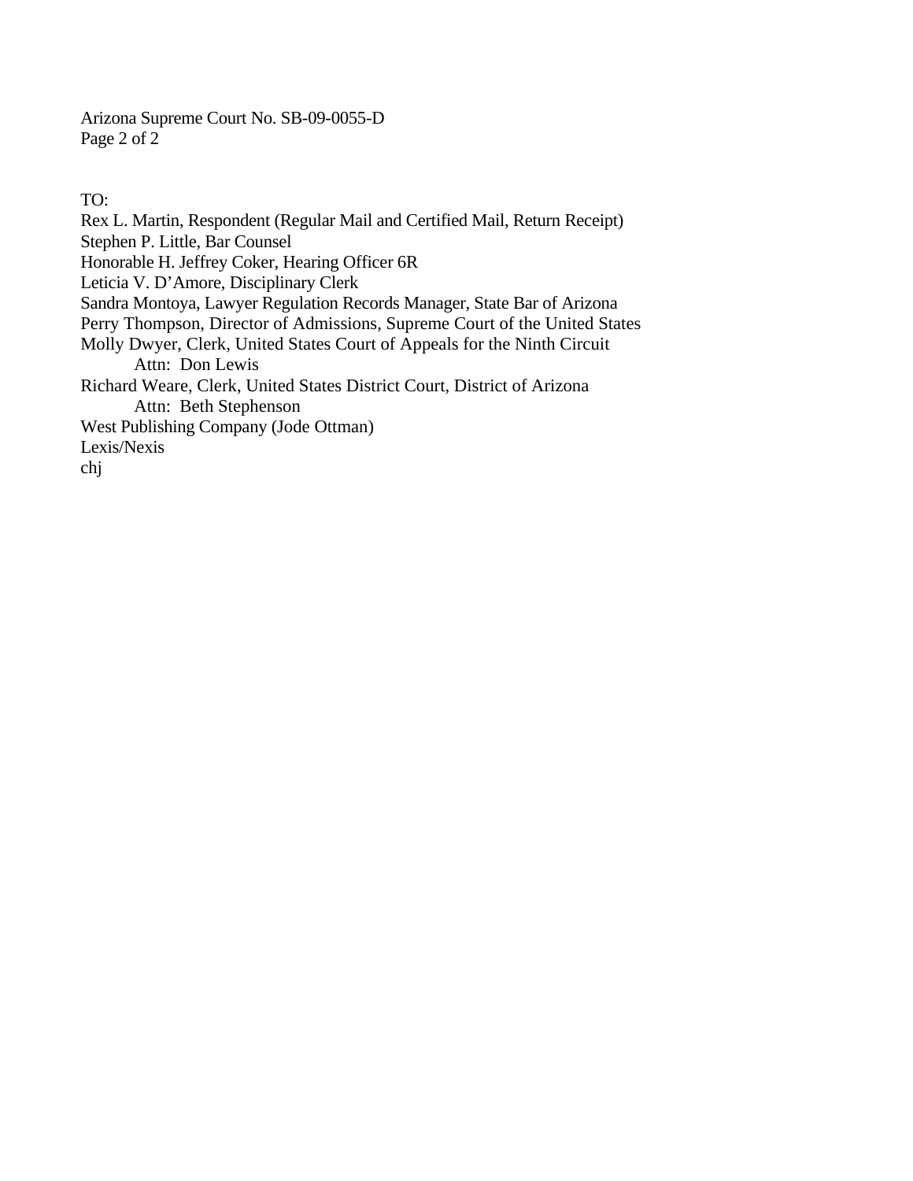TO:

Rex L. Martin, Respondent (Regular Mail and Certified Mail, Return Receipt)
Stephen P. Little, Bar Counsel
Honorable H. Jeffrey Coker, Hearing Officer 6R
Leticia V. D'Amore, Disciplinary Clerk
Sandra Montoya, Lawyer Regulation Records Manager, State Bar of Arizona
Perry Thompson, Director of Admissions, Supreme Court of the United States
Molly Dwyer, Clerk, United States Court of Appeals for the Ninth Circuit
    Attn: Don Lewis
Richard Weare, Clerk, United States District Court, District of Arizona
    Attn: Beth Stephenson
West Publishing Company (Jode Ottman)
Lexis/Nexis
chj